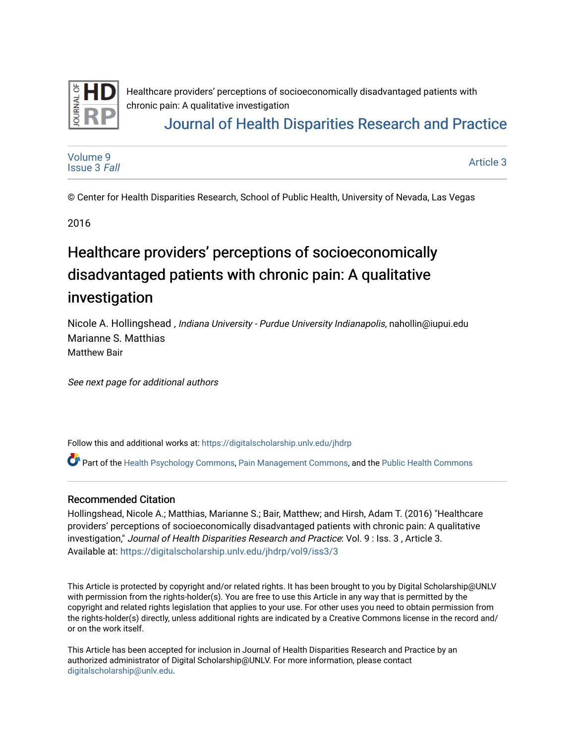Healthcare providers' perceptions of socioeconomically disadvantaged patients with chronic pain: A qualitative investigation

Journal of Health Disparities Research and Practice

Volume 9
Issue 3 *Fall*

Article 3

© Center for Health Disparities Research, School of Public Health, University of Nevada, Las Vegas

2016

# Healthcare providers' perceptions of socioeconomically disadvantaged patients with chronic pain: A qualitative investigation

Nicole A. Hollingshead , *Indiana University - Purdue University Indianapolis*, nahollin@iupui.edu
Marianne S. Matthias
Matthew Bair

*See next page for additional authors*

Follow this and additional works at: https://digitalscholarship.unlv.edu/jhdrp

Part of the Health Psychology Commons, Pain Management Commons, and the Public Health Commons

## Recommended Citation

Hollingshead, Nicole A.; Matthias, Marianne S.; Bair, Matthew; and Hirsh, Adam T. (2016) "Healthcare providers' perceptions of socioeconomically disadvantaged patients with chronic pain: A qualitative investigation," *Journal of Health Disparities Research and Practice*: Vol. 9 : Iss. 3 , Article 3.
Available at: https://digitalscholarship.unlv.edu/jhdrp/vol9/iss3/3

This Article is protected by copyright and/or related rights. It has been brought to you by Digital Scholarship@UNLV with permission from the rights-holder(s). You are free to use this Article in any way that is permitted by the copyright and related rights legislation that applies to your use. For other uses you need to obtain permission from the rights-holder(s) directly, unless additional rights are indicated by a Creative Commons license in the record and/or on the work itself.

This Article has been accepted for inclusion in Journal of Health Disparities Research and Practice by an authorized administrator of Digital Scholarship@UNLV. For more information, please contact digitalscholarship@unlv.edu.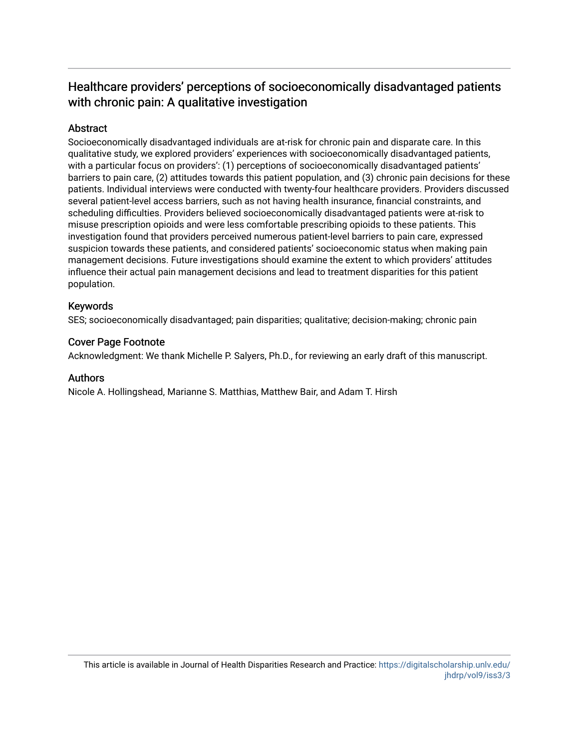# Healthcare providers' perceptions of socioeconomically disadvantaged patients with chronic pain: A qualitative investigation

## Abstract

Socioeconomically disadvantaged individuals are at-risk for chronic pain and disparate care. In this qualitative study, we explored providers' experiences with socioeconomically disadvantaged patients, with a particular focus on providers': (1) perceptions of socioeconomically disadvantaged patients' barriers to pain care, (2) attitudes towards this patient population, and (3) chronic pain decisions for these patients. Individual interviews were conducted with twenty-four healthcare providers. Providers discussed several patient-level access barriers, such as not having health insurance, financial constraints, and scheduling difficulties. Providers believed socioeconomically disadvantaged patients were at-risk to misuse prescription opioids and were less comfortable prescribing opioids to these patients. This investigation found that providers perceived numerous patient-level barriers to pain care, expressed suspicion towards these patients, and considered patients' socioeconomic status when making pain management decisions. Future investigations should examine the extent to which providers' attitudes influence their actual pain management decisions and lead to treatment disparities for this patient population.

## Keywords

SES; socioeconomically disadvantaged; pain disparities; qualitative; decision-making; chronic pain

## Cover Page Footnote

Acknowledgment: We thank Michelle P. Salyers, Ph.D., for reviewing an early draft of this manuscript.

## Authors

Nicole A. Hollingshead, Marianne S. Matthias, Matthew Bair, and Adam T. Hirsh

This article is available in Journal of Health Disparities Research and Practice: https://digitalscholarship.unlv.edu/jhdrp/vol9/iss3/3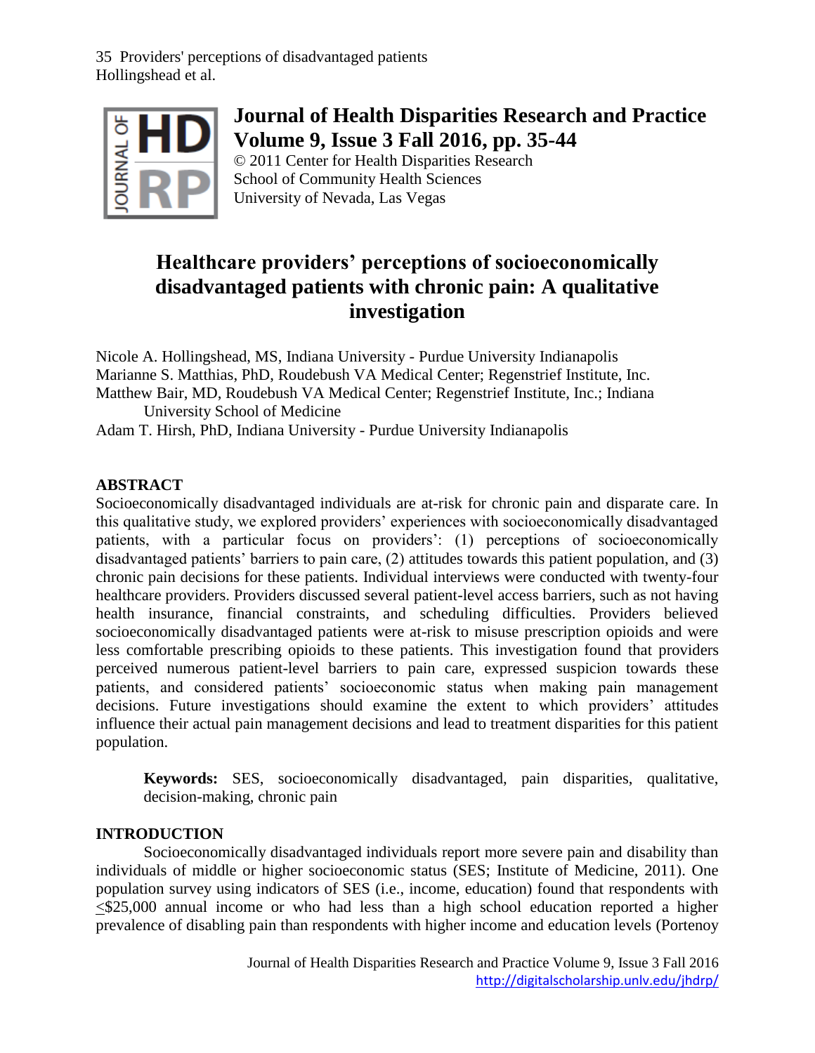# Healthcare providers' perceptions of socioeconomically disadvantaged patients with chronic pain: A qualitative investigation

Nicole A. Hollingshead, MS, Indiana University - Purdue University Indianapolis
Marianne S. Matthias, PhD, Roudebush VA Medical Center; Regenstrief Institute, Inc.
Matthew Bair, MD, Roudebush VA Medical Center; Regenstrief Institute, Inc.; Indiana University School of Medicine
Adam T. Hirsh, PhD, Indiana University - Purdue University Indianapolis

## ABSTRACT

Socioeconomically disadvantaged individuals are at-risk for chronic pain and disparate care. In this qualitative study, we explored providers' experiences with socioeconomically disadvantaged patients, with a particular focus on providers': (1) perceptions of socioeconomically disadvantaged patients' barriers to pain care, (2) attitudes towards this patient population, and (3) chronic pain decisions for these patients. Individual interviews were conducted with twenty-four healthcare providers. Providers discussed several patient-level access barriers, such as not having health insurance, financial constraints, and scheduling difficulties. Providers believed socioeconomically disadvantaged patients were at-risk to misuse prescription opioids and were less comfortable prescribing opioids to these patients. This investigation found that providers perceived numerous patient-level barriers to pain care, expressed suspicion towards these patients, and considered patients' socioeconomic status when making pain management decisions. Future investigations should examine the extent to which providers' attitudes influence their actual pain management decisions and lead to treatment disparities for this patient population.

**Keywords:** SES, socioeconomically disadvantaged, pain disparities, qualitative, decision-making, chronic pain

## INTRODUCTION

Socioeconomically disadvantaged individuals report more severe pain and disability than individuals of middle or higher socioeconomic status (SES; Institute of Medicine, 2011). One population survey using indicators of SES (i.e., income, education) found that respondents with ≤$25,000 annual income or who had less than a high school education reported a higher prevalence of disabling pain than respondents with higher income and education levels (Portenoy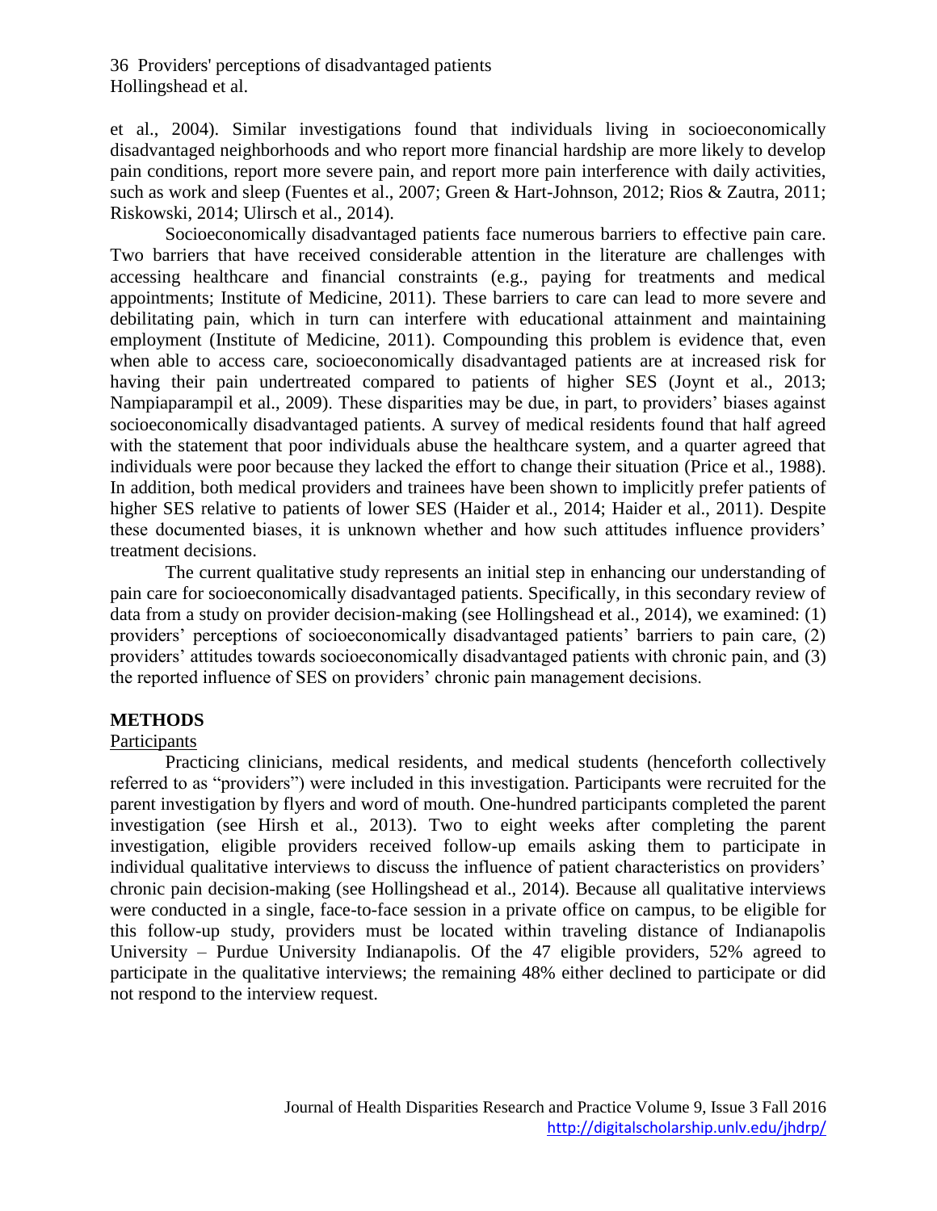et al., 2004). Similar investigations found that individuals living in socioeconomically disadvantaged neighborhoods and who report more financial hardship are more likely to develop pain conditions, report more severe pain, and report more pain interference with daily activities, such as work and sleep (Fuentes et al., 2007; Green & Hart-Johnson, 2012; Rios & Zautra, 2011; Riskowski, 2014; Ulirsch et al., 2014).

Socioeconomically disadvantaged patients face numerous barriers to effective pain care. Two barriers that have received considerable attention in the literature are challenges with accessing healthcare and financial constraints (e.g., paying for treatments and medical appointments; Institute of Medicine, 2011). These barriers to care can lead to more severe and debilitating pain, which in turn can interfere with educational attainment and maintaining employment (Institute of Medicine, 2011). Compounding this problem is evidence that, even when able to access care, socioeconomically disadvantaged patients are at increased risk for having their pain undertreated compared to patients of higher SES (Joynt et al., 2013; Nampiaparampil et al., 2009). These disparities may be due, in part, to providers' biases against socioeconomically disadvantaged patients. A survey of medical residents found that half agreed with the statement that poor individuals abuse the healthcare system, and a quarter agreed that individuals were poor because they lacked the effort to change their situation (Price et al., 1988). In addition, both medical providers and trainees have been shown to implicitly prefer patients of higher SES relative to patients of lower SES (Haider et al., 2014; Haider et al., 2011). Despite these documented biases, it is unknown whether and how such attitudes influence providers' treatment decisions.

The current qualitative study represents an initial step in enhancing our understanding of pain care for socioeconomically disadvantaged patients. Specifically, in this secondary review of data from a study on provider decision-making (see Hollingshead et al., 2014), we examined: (1) providers' perceptions of socioeconomically disadvantaged patients' barriers to pain care, (2) providers' attitudes towards socioeconomically disadvantaged patients with chronic pain, and (3) the reported influence of SES on providers' chronic pain management decisions.

## METHODS

### Participants

Practicing clinicians, medical residents, and medical students (henceforth collectively referred to as "providers") were included in this investigation. Participants were recruited for the parent investigation by flyers and word of mouth. One-hundred participants completed the parent investigation (see Hirsh et al., 2013). Two to eight weeks after completing the parent investigation, eligible providers received follow-up emails asking them to participate in individual qualitative interviews to discuss the influence of patient characteristics on providers' chronic pain decision-making (see Hollingshead et al., 2014). Because all qualitative interviews were conducted in a single, face-to-face session in a private office on campus, to be eligible for this follow-up study, providers must be located within traveling distance of Indianapolis University – Purdue University Indianapolis. Of the 47 eligible providers, 52% agreed to participate in the qualitative interviews; the remaining 48% either declined to participate or did not respond to the interview request.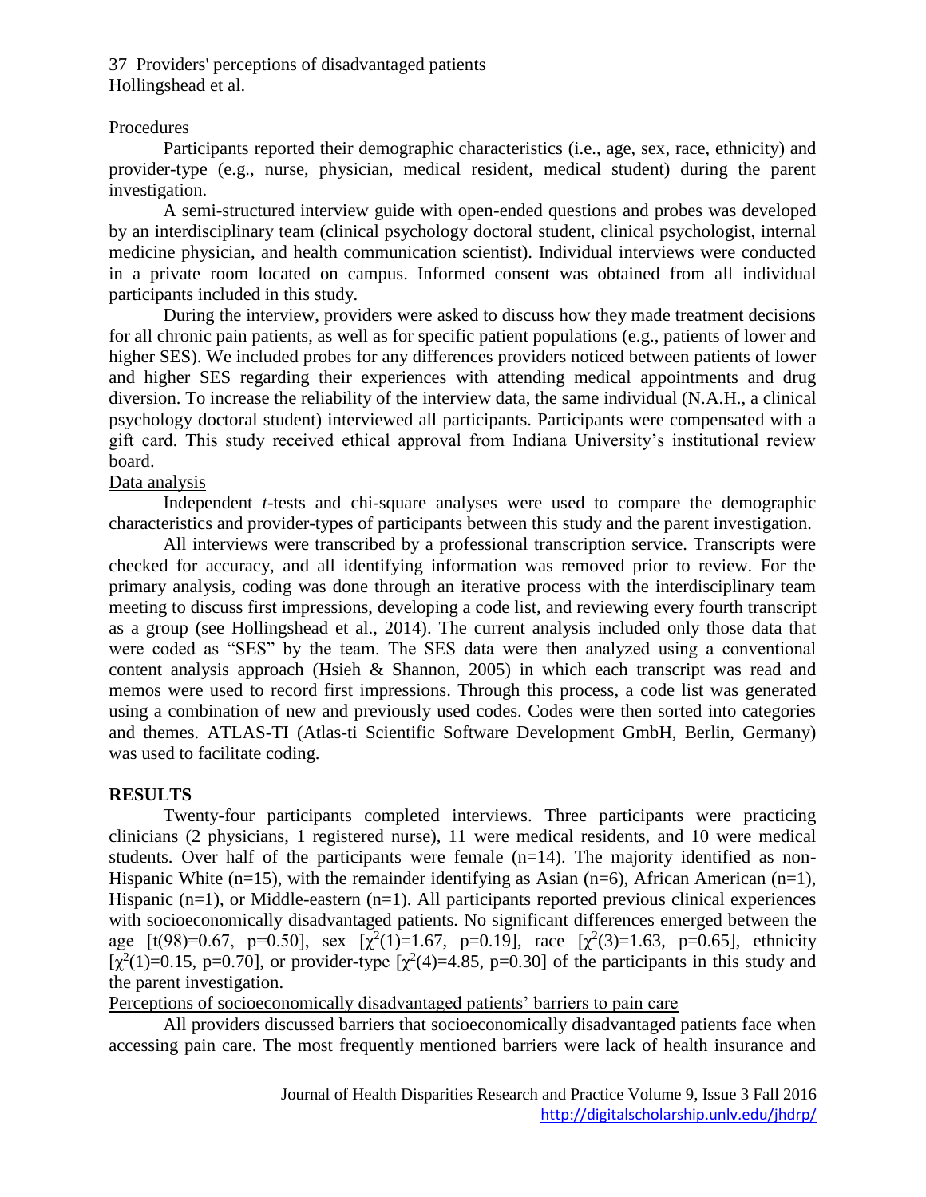Procedures

Participants reported their demographic characteristics (i.e., age, sex, race, ethnicity) and provider-type (e.g., nurse, physician, medical resident, medical student) during the parent investigation.

A semi-structured interview guide with open-ended questions and probes was developed by an interdisciplinary team (clinical psychology doctoral student, clinical psychologist, internal medicine physician, and health communication scientist). Individual interviews were conducted in a private room located on campus. Informed consent was obtained from all individual participants included in this study.

During the interview, providers were asked to discuss how they made treatment decisions for all chronic pain patients, as well as for specific patient populations (e.g., patients of lower and higher SES). We included probes for any differences providers noticed between patients of lower and higher SES regarding their experiences with attending medical appointments and drug diversion. To increase the reliability of the interview data, the same individual (N.A.H., a clinical psychology doctoral student) interviewed all participants. Participants were compensated with a gift card. This study received ethical approval from Indiana University's institutional review board.

Data analysis

Independent *t*-tests and chi-square analyses were used to compare the demographic characteristics and provider-types of participants between this study and the parent investigation.

All interviews were transcribed by a professional transcription service. Transcripts were checked for accuracy, and all identifying information was removed prior to review. For the primary analysis, coding was done through an iterative process with the interdisciplinary team meeting to discuss first impressions, developing a code list, and reviewing every fourth transcript as a group (see Hollingshead et al., 2014). The current analysis included only those data that were coded as "SES" by the team. The SES data were then analyzed using a conventional content analysis approach (Hsieh & Shannon, 2005) in which each transcript was read and memos were used to record first impressions. Through this process, a code list was generated using a combination of new and previously used codes. Codes were then sorted into categories and themes. ATLAS-TI (Atlas-ti Scientific Software Development GmbH, Berlin, Germany) was used to facilitate coding.

## RESULTS

Twenty-four participants completed interviews. Three participants were practicing clinicians (2 physicians, 1 registered nurse), 11 were medical residents, and 10 were medical students. Over half of the participants were female (n=14). The majority identified as non-Hispanic White (n=15), with the remainder identifying as Asian (n=6), African American (n=1), Hispanic (n=1), or Middle-eastern (n=1). All participants reported previous clinical experiences with socioeconomically disadvantaged patients. No significant differences emerged between the age [$t(98)=0.67$, $p=0.50$], sex [$\chi^2(1)=1.67$, $p=0.19$], race [$\chi^2(3)=1.63$, $p=0.65$], ethnicity [$\chi^2(1)=0.15$, $p=0.70$], or provider-type [$\chi^2(4)=4.85$, $p=0.30$] of the participants in this study and the parent investigation.

Perceptions of socioeconomically disadvantaged patients' barriers to pain care

All providers discussed barriers that socioeconomically disadvantaged patients face when accessing pain care. The most frequently mentioned barriers were lack of health insurance and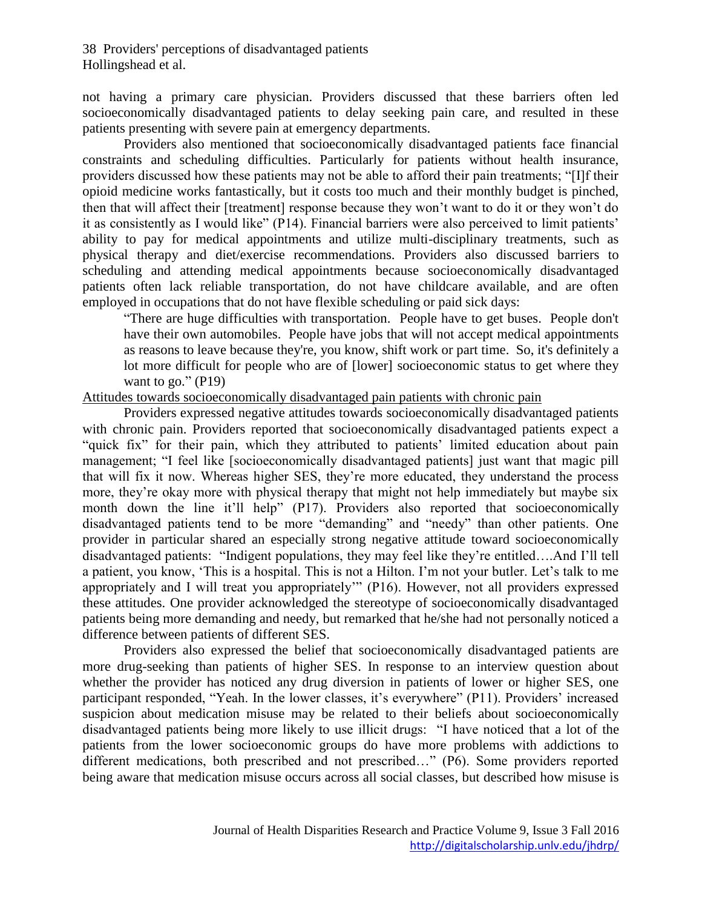not having a primary care physician. Providers discussed that these barriers often led socioeconomically disadvantaged patients to delay seeking pain care, and resulted in these patients presenting with severe pain at emergency departments.

Providers also mentioned that socioeconomically disadvantaged patients face financial constraints and scheduling difficulties. Particularly for patients without health insurance, providers discussed how these patients may not be able to afford their pain treatments; "[I]f their opioid medicine works fantastically, but it costs too much and their monthly budget is pinched, then that will affect their [treatment] response because they won't want to do it or they won't do it as consistently as I would like" (P14). Financial barriers were also perceived to limit patients' ability to pay for medical appointments and utilize multi-disciplinary treatments, such as physical therapy and diet/exercise recommendations. Providers also discussed barriers to scheduling and attending medical appointments because socioeconomically disadvantaged patients often lack reliable transportation, do not have childcare available, and are often employed in occupations that do not have flexible scheduling or paid sick days:

> "There are huge difficulties with transportation. People have to get buses. People don't have their own automobiles. People have jobs that will not accept medical appointments as reasons to leave because they're, you know, shift work or part time. So, it's definitely a lot more difficult for people who are of [lower] socioeconomic status to get where they want to go." (P19)

<u>Attitudes towards socioeconomically disadvantaged pain patients with chronic pain</u>

Providers expressed negative attitudes towards socioeconomically disadvantaged patients with chronic pain. Providers reported that socioeconomically disadvantaged patients expect a "quick fix" for their pain, which they attributed to patients' limited education about pain management; "I feel like [socioeconomically disadvantaged patients] just want that magic pill that will fix it now. Whereas higher SES, they're more educated, they understand the process more, they're okay more with physical therapy that might not help immediately but maybe six month down the line it'll help" (P17). Providers also reported that socioeconomically disadvantaged patients tend to be more "demanding" and "needy" than other patients. One provider in particular shared an especially strong negative attitude toward socioeconomically disadvantaged patients: "Indigent populations, they may feel like they're entitled….And I'll tell a patient, you know, 'This is a hospital. This is not a Hilton. I'm not your butler. Let's talk to me appropriately and I will treat you appropriately'" (P16). However, not all providers expressed these attitudes. One provider acknowledged the stereotype of socioeconomically disadvantaged patients being more demanding and needy, but remarked that he/she had not personally noticed a difference between patients of different SES.

Providers also expressed the belief that socioeconomically disadvantaged patients are more drug-seeking than patients of higher SES. In response to an interview question about whether the provider has noticed any drug diversion in patients of lower or higher SES, one participant responded, "Yeah. In the lower classes, it's everywhere" (P11). Providers' increased suspicion about medication misuse may be related to their beliefs about socioeconomically disadvantaged patients being more likely to use illicit drugs: "I have noticed that a lot of the patients from the lower socioeconomic groups do have more problems with addictions to different medications, both prescribed and not prescribed…" (P6). Some providers reported being aware that medication misuse occurs across all social classes, but described how misuse is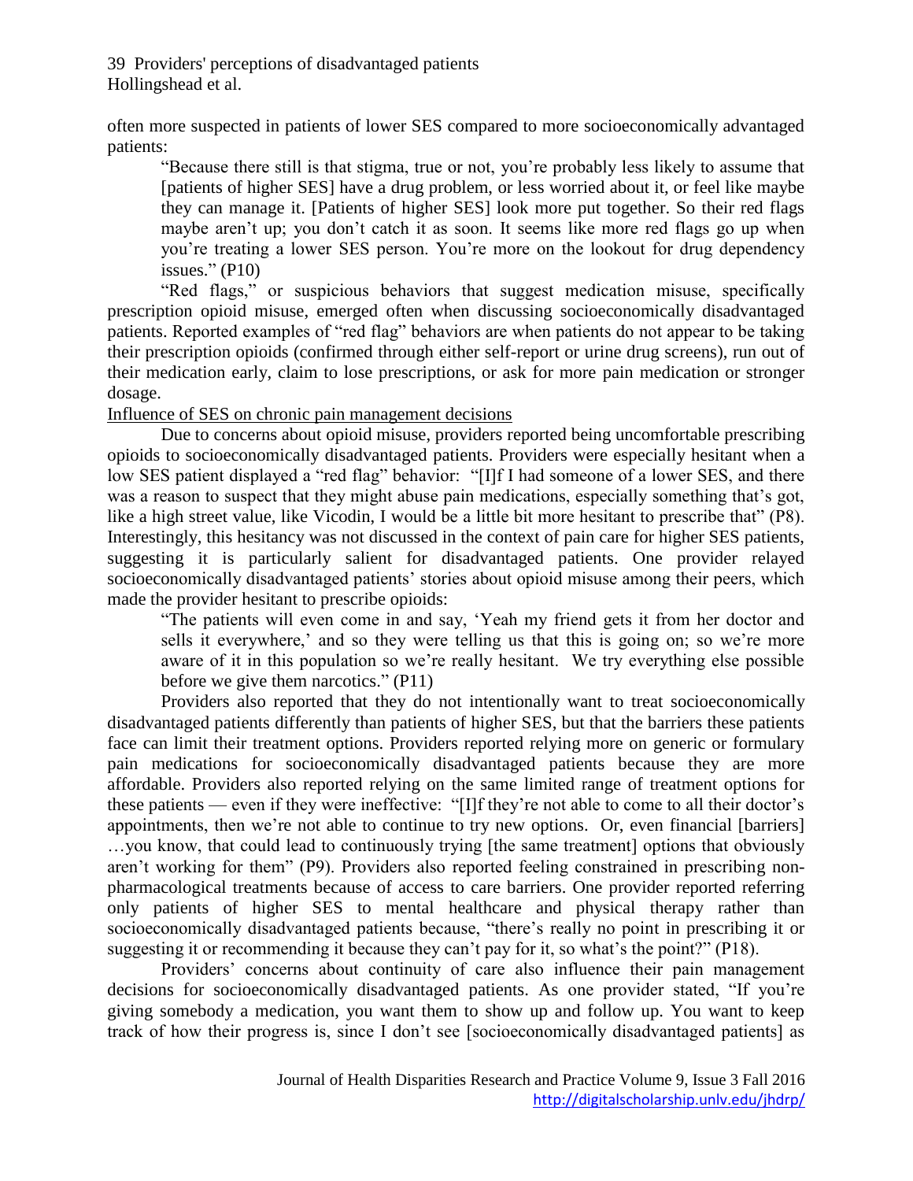often more suspected in patients of lower SES compared to more socioeconomically advantaged patients:

> "Because there still is that stigma, true or not, you're probably less likely to assume that [patients of higher SES] have a drug problem, or less worried about it, or feel like maybe they can manage it. [Patients of higher SES] look more put together. So their red flags maybe aren't up; you don't catch it as soon. It seems like more red flags go up when you're treating a lower SES person. You're more on the lookout for drug dependency issues." (P10)

"Red flags," or suspicious behaviors that suggest medication misuse, specifically prescription opioid misuse, emerged often when discussing socioeconomically disadvantaged patients. Reported examples of "red flag" behaviors are when patients do not appear to be taking their prescription opioids (confirmed through either self-report or urine drug screens), run out of their medication early, claim to lose prescriptions, or ask for more pain medication or stronger dosage.

Influence of SES on chronic pain management decisions

Due to concerns about opioid misuse, providers reported being uncomfortable prescribing opioids to socioeconomically disadvantaged patients. Providers were especially hesitant when a low SES patient displayed a "red flag" behavior: "[I]f I had someone of a lower SES, and there was a reason to suspect that they might abuse pain medications, especially something that's got, like a high street value, like Vicodin, I would be a little bit more hesitant to prescribe that" (P8). Interestingly, this hesitancy was not discussed in the context of pain care for higher SES patients, suggesting it is particularly salient for disadvantaged patients. One provider relayed socioeconomically disadvantaged patients' stories about opioid misuse among their peers, which made the provider hesitant to prescribe opioids:

> "The patients will even come in and say, 'Yeah my friend gets it from her doctor and sells it everywhere,' and so they were telling us that this is going on; so we're more aware of it in this population so we're really hesitant. We try everything else possible before we give them narcotics." (P11)

Providers also reported that they do not intentionally want to treat socioeconomically disadvantaged patients differently than patients of higher SES, but that the barriers these patients face can limit their treatment options. Providers reported relying more on generic or formulary pain medications for socioeconomically disadvantaged patients because they are more affordable. Providers also reported relying on the same limited range of treatment options for these patients — even if they were ineffective: "[I]f they're not able to come to all their doctor's appointments, then we're not able to continue to try new options. Or, even financial [barriers] …you know, that could lead to continuously trying [the same treatment] options that obviously aren't working for them" (P9). Providers also reported feeling constrained in prescribing non-pharmacological treatments because of access to care barriers. One provider reported referring only patients of higher SES to mental healthcare and physical therapy rather than socioeconomically disadvantaged patients because, "there's really no point in prescribing it or suggesting it or recommending it because they can't pay for it, so what's the point?" (P18).

Providers' concerns about continuity of care also influence their pain management decisions for socioeconomically disadvantaged patients. As one provider stated, "If you're giving somebody a medication, you want them to show up and follow up. You want to keep track of how their progress is, since I don't see [socioeconomically disadvantaged patients] as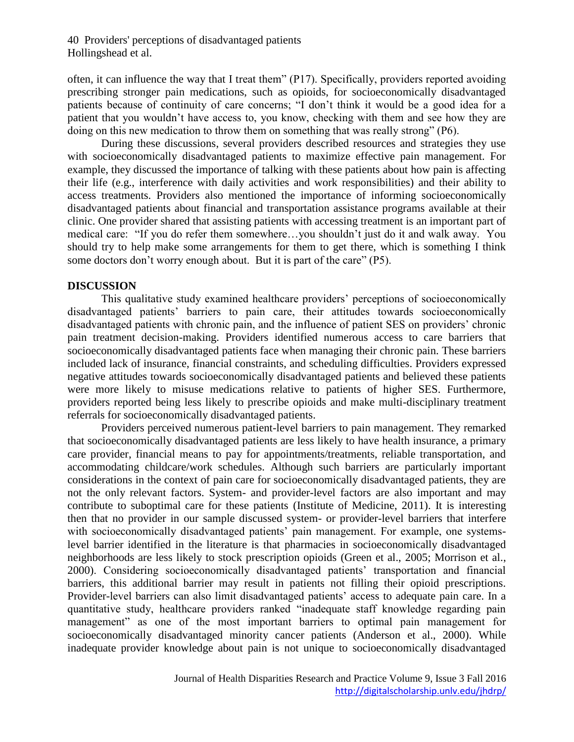often, it can influence the way that I treat them" (P17). Specifically, providers reported avoiding prescribing stronger pain medications, such as opioids, for socioeconomically disadvantaged patients because of continuity of care concerns; "I don't think it would be a good idea for a patient that you wouldn't have access to, you know, checking with them and see how they are doing on this new medication to throw them on something that was really strong" (P6).

During these discussions, several providers described resources and strategies they use with socioeconomically disadvantaged patients to maximize effective pain management. For example, they discussed the importance of talking with these patients about how pain is affecting their life (e.g., interference with daily activities and work responsibilities) and their ability to access treatments. Providers also mentioned the importance of informing socioeconomically disadvantaged patients about financial and transportation assistance programs available at their clinic. One provider shared that assisting patients with accessing treatment is an important part of medical care: "If you do refer them somewhere…you shouldn't just do it and walk away. You should try to help make some arrangements for them to get there, which is something I think some doctors don't worry enough about. But it is part of the care" (P5).

## DISCUSSION

This qualitative study examined healthcare providers' perceptions of socioeconomically disadvantaged patients' barriers to pain care, their attitudes towards socioeconomically disadvantaged patients with chronic pain, and the influence of patient SES on providers' chronic pain treatment decision-making. Providers identified numerous access to care barriers that socioeconomically disadvantaged patients face when managing their chronic pain. These barriers included lack of insurance, financial constraints, and scheduling difficulties. Providers expressed negative attitudes towards socioeconomically disadvantaged patients and believed these patients were more likely to misuse medications relative to patients of higher SES. Furthermore, providers reported being less likely to prescribe opioids and make multi-disciplinary treatment referrals for socioeconomically disadvantaged patients.

Providers perceived numerous patient-level barriers to pain management. They remarked that socioeconomically disadvantaged patients are less likely to have health insurance, a primary care provider, financial means to pay for appointments/treatments, reliable transportation, and accommodating childcare/work schedules. Although such barriers are particularly important considerations in the context of pain care for socioeconomically disadvantaged patients, they are not the only relevant factors. System- and provider-level factors are also important and may contribute to suboptimal care for these patients (Institute of Medicine, 2011). It is interesting then that no provider in our sample discussed system- or provider-level barriers that interfere with socioeconomically disadvantaged patients' pain management. For example, one systems-level barrier identified in the literature is that pharmacies in socioeconomically disadvantaged neighborhoods are less likely to stock prescription opioids (Green et al., 2005; Morrison et al., 2000). Considering socioeconomically disadvantaged patients' transportation and financial barriers, this additional barrier may result in patients not filling their opioid prescriptions. Provider-level barriers can also limit disadvantaged patients' access to adequate pain care. In a quantitative study, healthcare providers ranked "inadequate staff knowledge regarding pain management" as one of the most important barriers to optimal pain management for socioeconomically disadvantaged minority cancer patients (Anderson et al., 2000). While inadequate provider knowledge about pain is not unique to socioeconomically disadvantaged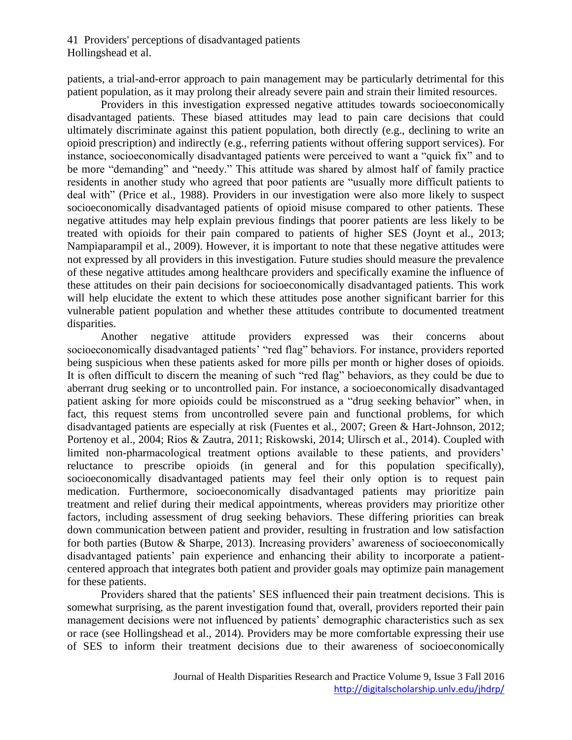patients, a trial-and-error approach to pain management may be particularly detrimental for this patient population, as it may prolong their already severe pain and strain their limited resources.

Providers in this investigation expressed negative attitudes towards socioeconomically disadvantaged patients. These biased attitudes may lead to pain care decisions that could ultimately discriminate against this patient population, both directly (e.g., declining to write an opioid prescription) and indirectly (e.g., referring patients without offering support services). For instance, socioeconomically disadvantaged patients were perceived to want a "quick fix" and to be more "demanding" and "needy." This attitude was shared by almost half of family practice residents in another study who agreed that poor patients are "usually more difficult patients to deal with" (Price et al., 1988). Providers in our investigation were also more likely to suspect socioeconomically disadvantaged patients of opioid misuse compared to other patients. These negative attitudes may help explain previous findings that poorer patients are less likely to be treated with opioids for their pain compared to patients of higher SES (Joynt et al., 2013; Nampiaparampil et al., 2009). However, it is important to note that these negative attitudes were not expressed by all providers in this investigation. Future studies should measure the prevalence of these negative attitudes among healthcare providers and specifically examine the influence of these attitudes on their pain decisions for socioeconomically disadvantaged patients. This work will help elucidate the extent to which these attitudes pose another significant barrier for this vulnerable patient population and whether these attitudes contribute to documented treatment disparities.

Another negative attitude providers expressed was their concerns about socioeconomically disadvantaged patients' "red flag" behaviors. For instance, providers reported being suspicious when these patients asked for more pills per month or higher doses of opioids. It is often difficult to discern the meaning of such "red flag" behaviors, as they could be due to aberrant drug seeking or to uncontrolled pain. For instance, a socioeconomically disadvantaged patient asking for more opioids could be misconstrued as a "drug seeking behavior" when, in fact, this request stems from uncontrolled severe pain and functional problems, for which disadvantaged patients are especially at risk (Fuentes et al., 2007; Green & Hart-Johnson, 2012; Portenoy et al., 2004; Rios & Zautra, 2011; Riskowski, 2014; Ulirsch et al., 2014). Coupled with limited non-pharmacological treatment options available to these patients, and providers' reluctance to prescribe opioids (in general and for this population specifically), socioeconomically disadvantaged patients may feel their only option is to request pain medication. Furthermore, socioeconomically disadvantaged patients may prioritize pain treatment and relief during their medical appointments, whereas providers may prioritize other factors, including assessment of drug seeking behaviors. These differing priorities can break down communication between patient and provider, resulting in frustration and low satisfaction for both parties (Butow & Sharpe, 2013). Increasing providers' awareness of socioeconomically disadvantaged patients' pain experience and enhancing their ability to incorporate a patient-centered approach that integrates both patient and provider goals may optimize pain management for these patients.

Providers shared that the patients' SES influenced their pain treatment decisions. This is somewhat surprising, as the parent investigation found that, overall, providers reported their pain management decisions were not influenced by patients' demographic characteristics such as sex or race (see Hollingshead et al., 2014). Providers may be more comfortable expressing their use of SES to inform their treatment decisions due to their awareness of socioeconomically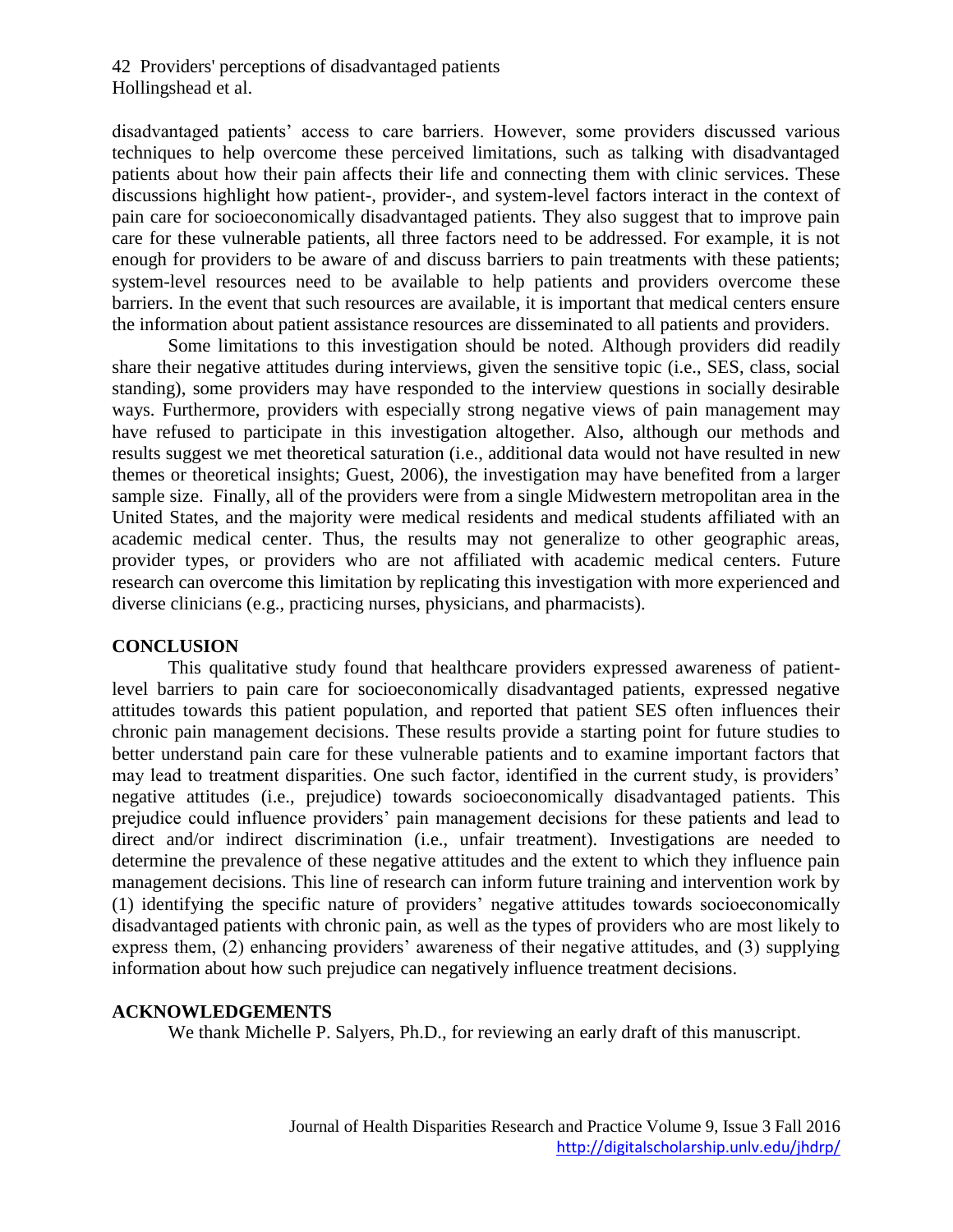disadvantaged patients' access to care barriers. However, some providers discussed various techniques to help overcome these perceived limitations, such as talking with disadvantaged patients about how their pain affects their life and connecting them with clinic services. These discussions highlight how patient-, provider-, and system-level factors interact in the context of pain care for socioeconomically disadvantaged patients. They also suggest that to improve pain care for these vulnerable patients, all three factors need to be addressed. For example, it is not enough for providers to be aware of and discuss barriers to pain treatments with these patients; system-level resources need to be available to help patients and providers overcome these barriers. In the event that such resources are available, it is important that medical centers ensure the information about patient assistance resources are disseminated to all patients and providers.

Some limitations to this investigation should be noted. Although providers did readily share their negative attitudes during interviews, given the sensitive topic (i.e., SES, class, social standing), some providers may have responded to the interview questions in socially desirable ways. Furthermore, providers with especially strong negative views of pain management may have refused to participate in this investigation altogether. Also, although our methods and results suggest we met theoretical saturation (i.e., additional data would not have resulted in new themes or theoretical insights; Guest, 2006), the investigation may have benefited from a larger sample size. Finally, all of the providers were from a single Midwestern metropolitan area in the United States, and the majority were medical residents and medical students affiliated with an academic medical center. Thus, the results may not generalize to other geographic areas, provider types, or providers who are not affiliated with academic medical centers. Future research can overcome this limitation by replicating this investigation with more experienced and diverse clinicians (e.g., practicing nurses, physicians, and pharmacists).

## CONCLUSION

This qualitative study found that healthcare providers expressed awareness of patient-level barriers to pain care for socioeconomically disadvantaged patients, expressed negative attitudes towards this patient population, and reported that patient SES often influences their chronic pain management decisions. These results provide a starting point for future studies to better understand pain care for these vulnerable patients and to examine important factors that may lead to treatment disparities. One such factor, identified in the current study, is providers' negative attitudes (i.e., prejudice) towards socioeconomically disadvantaged patients. This prejudice could influence providers' pain management decisions for these patients and lead to direct and/or indirect discrimination (i.e., unfair treatment). Investigations are needed to determine the prevalence of these negative attitudes and the extent to which they influence pain management decisions. This line of research can inform future training and intervention work by (1) identifying the specific nature of providers' negative attitudes towards socioeconomically disadvantaged patients with chronic pain, as well as the types of providers who are most likely to express them, (2) enhancing providers' awareness of their negative attitudes, and (3) supplying information about how such prejudice can negatively influence treatment decisions.

## ACKNOWLEDGEMENTS

We thank Michelle P. Salyers, Ph.D., for reviewing an early draft of this manuscript.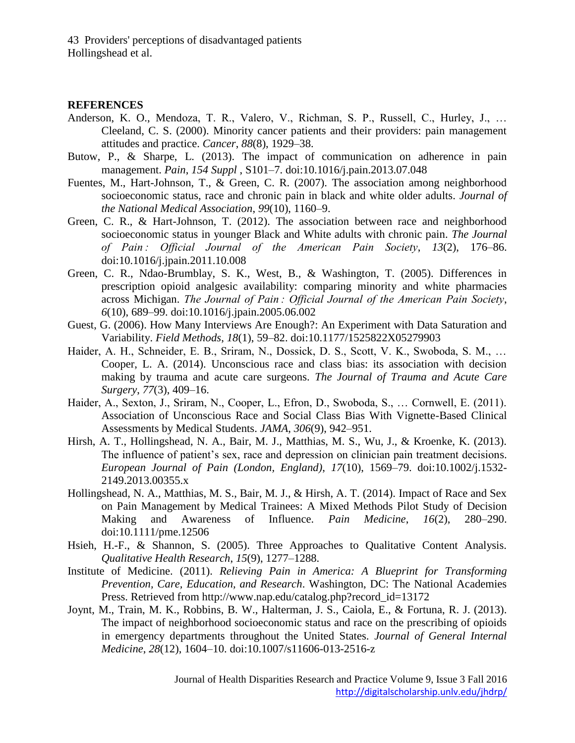**REFERENCES**

Anderson, K. O., Mendoza, T. R., Valero, V., Richman, S. P., Russell, C., Hurley, J., … Cleeland, C. S. (2000). Minority cancer patients and their providers: pain management attitudes and practice. *Cancer*, *88*(8), 1929–38.

Butow, P., & Sharpe, L. (2013). The impact of communication on adherence in pain management. *Pain*, *154 Suppl* , S101–7. doi:10.1016/j.pain.2013.07.048

Fuentes, M., Hart-Johnson, T., & Green, C. R. (2007). The association among neighborhood socioeconomic status, race and chronic pain in black and white older adults. *Journal of the National Medical Association*, *99*(10), 1160–9.

Green, C. R., & Hart-Johnson, T. (2012). The association between race and neighborhood socioeconomic status in younger Black and White adults with chronic pain. *The Journal of Pain : Official Journal of the American Pain Society*, *13*(2), 176–86. doi:10.1016/j.jpain.2011.10.008

Green, C. R., Ndao-Brumblay, S. K., West, B., & Washington, T. (2005). Differences in prescription opioid analgesic availability: comparing minority and white pharmacies across Michigan. *The Journal of Pain : Official Journal of the American Pain Society*, *6*(10), 689–99. doi:10.1016/j.jpain.2005.06.002

Guest, G. (2006). How Many Interviews Are Enough?: An Experiment with Data Saturation and Variability. *Field Methods*, *18*(1), 59–82. doi:10.1177/1525822X05279903

Haider, A. H., Schneider, E. B., Sriram, N., Dossick, D. S., Scott, V. K., Swoboda, S. M., … Cooper, L. A. (2014). Unconscious race and class bias: its association with decision making by trauma and acute care surgeons. *The Journal of Trauma and Acute Care Surgery*, *77*(3), 409–16.

Haider, A., Sexton, J., Sriram, N., Cooper, L., Efron, D., Swoboda, S., … Cornwell, E. (2011). Association of Unconscious Race and Social Class Bias With Vignette-Based Clinical Assessments by Medical Students. *JAMA*, *306*(9), 942–951.

Hirsh, A. T., Hollingshead, N. A., Bair, M. J., Matthias, M. S., Wu, J., & Kroenke, K. (2013). The influence of patient's sex, race and depression on clinician pain treatment decisions. *European Journal of Pain (London, England)*, *17*(10), 1569–79. doi:10.1002/j.1532-2149.2013.00355.x

Hollingshead, N. A., Matthias, M. S., Bair, M. J., & Hirsh, A. T. (2014). Impact of Race and Sex on Pain Management by Medical Trainees: A Mixed Methods Pilot Study of Decision Making and Awareness of Influence. *Pain Medicine*, *16*(2), 280–290. doi:10.1111/pme.12506

Hsieh, H.-F., & Shannon, S. (2005). Three Approaches to Qualitative Content Analysis. *Qualitative Health Research*, *15*(9), 1277–1288.

Institute of Medicine. (2011). *Relieving Pain in America: A Blueprint for Transforming Prevention, Care, Education, and Research*. Washington, DC: The National Academies Press. Retrieved from http://www.nap.edu/catalog.php?record_id=13172

Joynt, M., Train, M. K., Robbins, B. W., Halterman, J. S., Caiola, E., & Fortuna, R. J. (2013). The impact of neighborhood socioeconomic status and race on the prescribing of opioids in emergency departments throughout the United States. *Journal of General Internal Medicine*, *28*(12), 1604–10. doi:10.1007/s11606-013-2516-z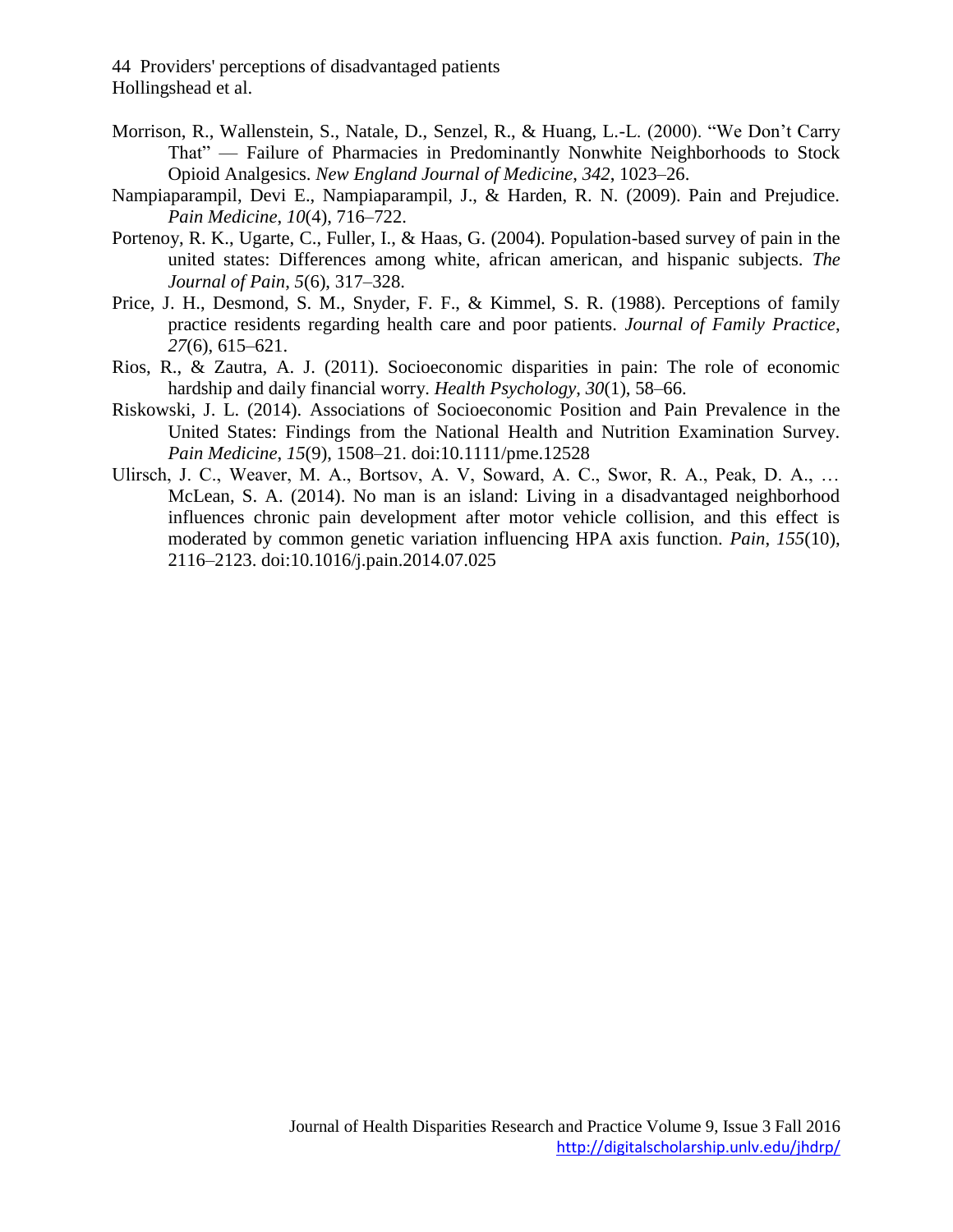Morrison, R., Wallenstein, S., Natale, D., Senzel, R., & Huang, L.-L. (2000). “We Don’t Carry That” — Failure of Pharmacies in Predominantly Nonwhite Neighborhoods to Stock Opioid Analgesics. *New England Journal of Medicine*, *342*, 1023–26.

Nampiaparampil, Devi E., Nampiaparampil, J., & Harden, R. N. (2009). Pain and Prejudice. *Pain Medicine*, *10*(4), 716–722.

Portenoy, R. K., Ugarte, C., Fuller, I., & Haas, G. (2004). Population-based survey of pain in the united states: Differences among white, african american, and hispanic subjects. *The Journal of Pain*, *5*(6), 317–328.

Price, J. H., Desmond, S. M., Snyder, F. F., & Kimmel, S. R. (1988). Perceptions of family practice residents regarding health care and poor patients. *Journal of Family Practice*, *27*(6), 615–621.

Rios, R., & Zautra, A. J. (2011). Socioeconomic disparities in pain: The role of economic hardship and daily financial worry. *Health Psychology*, *30*(1), 58–66.

Riskowski, J. L. (2014). Associations of Socioeconomic Position and Pain Prevalence in the United States: Findings from the National Health and Nutrition Examination Survey. *Pain Medicine*, *15*(9), 1508–21. doi:10.1111/pme.12528

Ulirsch, J. C., Weaver, M. A., Bortsov, A. V, Soward, A. C., Swor, R. A., Peak, D. A., … McLean, S. A. (2014). No man is an island: Living in a disadvantaged neighborhood influences chronic pain development after motor vehicle collision, and this effect is moderated by common genetic variation influencing HPA axis function. *Pain*, *155*(10), 2116–2123. doi:10.1016/j.pain.2014.07.025